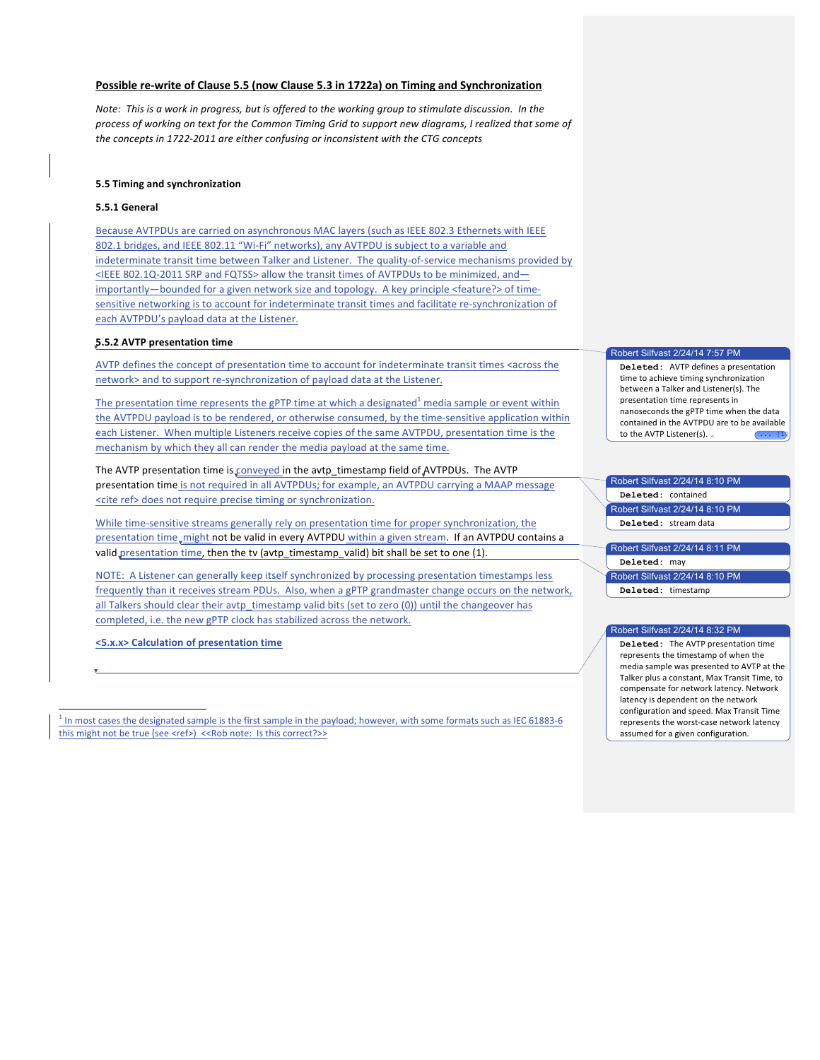**Possible re-write of Clause 5.5 (now Clause 5.3 in 1722a) on Timing and Synchronization**

*Note: This is a work in progress, but is offered to the working group to stimulate discussion. In the process of working on text for the Common Timing Grid to support new diagrams, I realized that some of the concepts in 1722-2011 are either confusing or inconsistent with the CTG concepts*

### 5.5 Timing and synchronization

#### 5.5.1 General

Because AVTPDUs are carried on asynchronous MAC layers (such as IEEE 802.3 Ethernets with IEEE 802.1 bridges, and IEEE 802.11 "Wi-Fi" networks), any AVTPDU is subject to a variable and indeterminate transit time between Talker and Listener. The quality-of-service mechanisms provided by <IEEE 802.1Q-2011 SRP and FQTSS> allow the transit times of AVTPDUs to be minimized, and—importantly—bounded for a given network size and topology. A key principle <feature?> of time-sensitive networking is to account for indeterminate transit times and facilitate re-synchronization of each AVTPDU's payload data at the Listener.

#### 5.5.2 AVTP presentation time

AVTP defines the concept of presentation time to account for indeterminate transit times <across the network> and to support re-synchronization of payload data at the Listener.

The presentation time represents the gPTP time at which a designated[1] media sample or event within the AVTPDU payload is to be rendered, or otherwise consumed, by the time-sensitive application within each Listener. When multiple Listeners receive copies of the same AVTPDU, presentation time is the mechanism by which they all can render the media payload at the same time.

The AVTP presentation time is conveyed in the avtp_timestamp field of AVTPDUs. The AVTP presentation time is not required in all AVTPDUs; for example, an AVTPDU carrying a MAAP message <cite ref> does not require precise timing or synchronization.

While time-sensitive streams generally rely on presentation time for proper synchronization, the presentation time might not be valid in every AVTPDU within a given stream. If an AVTPDU contains a valid presentation time, then the tv (avtp_timestamp_valid) bit shall be set to one (1).

NOTE: A Listener can generally keep itself synchronized by processing presentation timestamps less frequently than it receives stream PDUs. Also, when a gPTP grandmaster change occurs on the network, all Talkers should clear their avtp_timestamp valid bits (set to zero (0)) until the changeover has completed, i.e. the new gPTP clock has stabilized across the network.

**<5.x.x> Calculation of presentation time**

---

[1] In most cases the designated sample is the first sample in the payload; however, with some formats such as IEC 61883-6 this might not be true (see <ref>) <<Rob note: Is this correct?>>

---

Robert Silfvast 2/24/14 7:57 PM
**Deleted:** AVTP defines a presentation time to achieve timing synchronization between a Talker and Listener(s). The presentation time represents in nanoseconds the gPTP time when the data contained in the AVTPDU are to be available to the AVTP Listener(s).

Robert Silfvast 2/24/14 8:10 PM
**Deleted:** contained

Robert Silfvast 2/24/14 8:10 PM
**Deleted:** stream data

Robert Silfvast 2/24/14 8:11 PM
**Deleted:** may

Robert Silfvast 2/24/14 8:10 PM
**Deleted:** timestamp

Robert Silfvast 2/24/14 8:32 PM
**Deleted:** The AVTP presentation time represents the timestamp of when the media sample was presented to AVTP at the Talker plus a constant, Max Transit Time, to compensate for network latency. Network latency is dependent on the network configuration and speed. Max Transit Time represents the worst-case network latency assumed for a given configuration.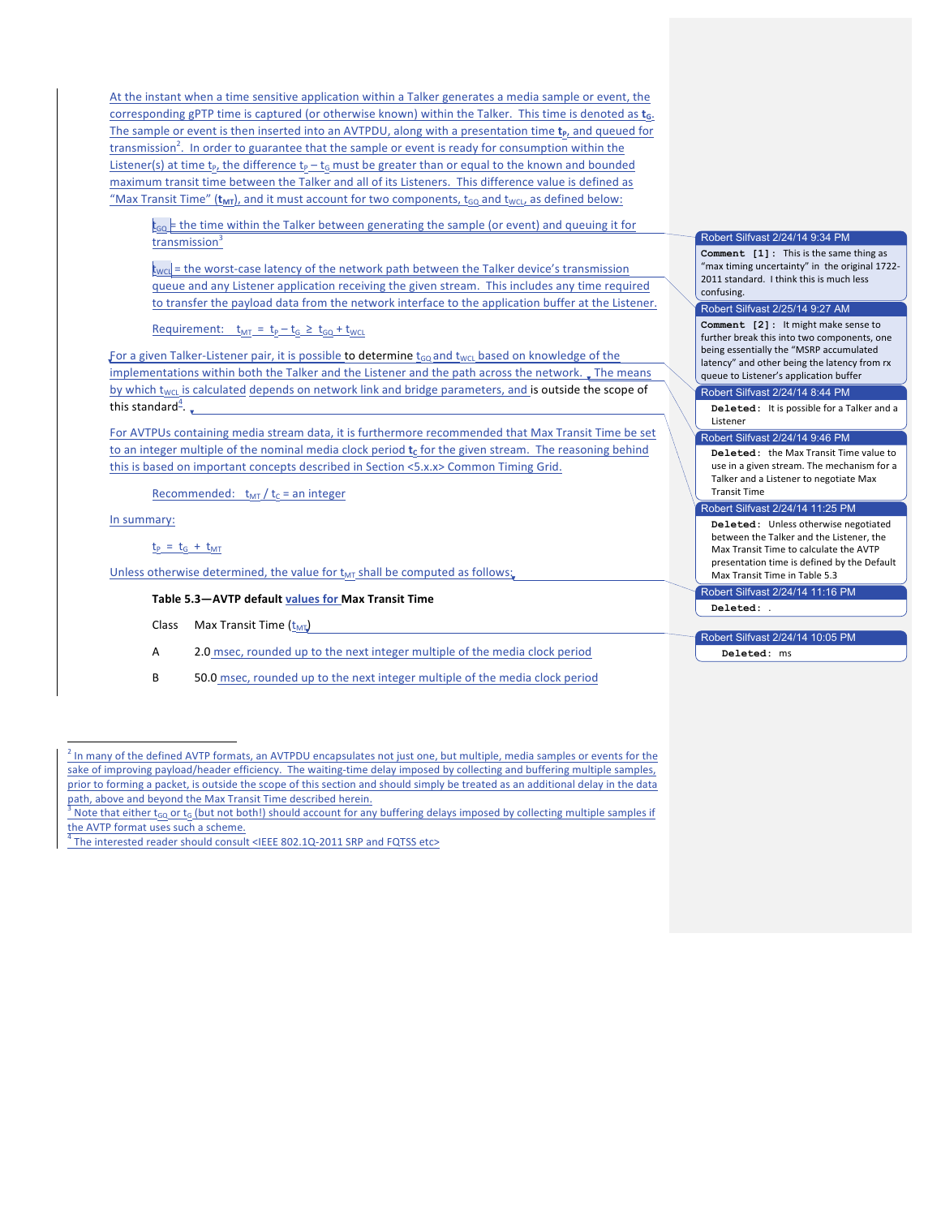At the instant when a time sensitive application within a Talker generates a media sample or event, the corresponding gPTP time is captured (or otherwise known) within the Talker. This time is denoted as $\mathbf{t_G}$. The sample or event is then inserted into an AVTPDU, along with a presentation time $\mathbf{t_P}$, and queued for transmission[2]. In order to guarantee that the sample or event is ready for consumption within the Listener(s) at time $t_P$, the difference $t_P - t_G$ must be greater than or equal to the known and bounded maximum transit time between the Talker and all of its Listeners. This difference value is defined as "Max Transit Time" ($\mathbf{t_{MT}}$), and it must account for two components, $t_{GQ}$ and $t_{WCL}$, as defined below:

> $t_{GQ}$ = the time within the Talker between generating the sample (or event) and queuing it for transmission[3]
>
> $t_{WCL}$ = the worst-case latency of the network path between the Talker device's transmission queue and any Listener application receiving the given stream. This includes any time required to transfer the payload data from the network interface to the application buffer at the Listener.
>
> Requirement: $t_{MT} = t_P - t_G \geq t_{GQ} + t_{WCL}$

For a given Talker-Listener pair, it is possible to determine $t_{GQ}$ and $t_{WCL}$ based on knowledge of the implementations within both the Talker and the Listener and the path across the network. The means by which $t_{WCL}$ is calculated depends on network link and bridge parameters, and is outside the scope of this standard[4].

For AVTPUs containing media stream data, it is furthermore recommended that Max Transit Time be set to an integer multiple of the nominal media clock period $\mathbf{t_C}$ for the given stream. The reasoning behind this is based on important concepts described in Section <5.x.x> Common Timing Grid.

> Recommended: $t_{MT} / t_C$ = an integer

In summary:

> $t_P = t_G + t_{MT}$

Unless otherwise determined, the value for $t_{MT}$ shall be computed as follows:

**Table 5.3—AVTP default values for Max Transit Time**

| Class | Max Transit Time ($t_{MT}$) |
|---|---|
| A | 2.0 msec, rounded up to the next integer multiple of the media clock period |
| B | 50.0 msec, rounded up to the next integer multiple of the media clock period |

[2] In many of the defined AVTP formats, an AVTPDU encapsulates not just one, but multiple, media samples or events for the sake of improving payload/header efficiency. The waiting-time delay imposed by collecting and buffering multiple samples, prior to forming a packet, is outside the scope of this section and should simply be treated as an additional delay in the data path, above and beyond the Max Transit Time described herein.

[3] Note that either $t_{GQ}$ or $t_G$ (but not both!) should account for any buffering delays imposed by collecting multiple samples if the AVTP format uses such a scheme.

[4] The interested reader should consult <IEEE 802.1Q-2011 SRP and FQTSS etc>

Robert Silfvast 2/24/14 9:34 PM
**Comment [1]:** This is the same thing as "max timing uncertainty" in the original 1722-2011 standard. I think this is much less confusing.

Robert Silfvast 2/25/14 9:27 AM
**Comment [2]:** It might make sense to further break this into two components, one being essentially the "MSRP accumulated latency" and other being the latency from rx queue to Listener's application buffer

Robert Silfvast 2/24/14 8:44 PM
**Deleted:** It is possible for a Talker and a Listener

Robert Silfvast 2/24/14 9:46 PM
**Deleted:** the Max Transit Time value to use in a given stream. The mechanism for a Talker and a Listener to negotiate Max Transit Time

Robert Silfvast 2/24/14 11:25 PM
**Deleted:** Unless otherwise negotiated between the Talker and the Listener, the Max Transit Time to calculate the AVTP presentation time is defined by the Default Max Transit Time in Table 5.3

Robert Silfvast 2/24/14 11:16 PM
**Deleted:** .

Robert Silfvast 2/24/14 10:05 PM
**Deleted:** ms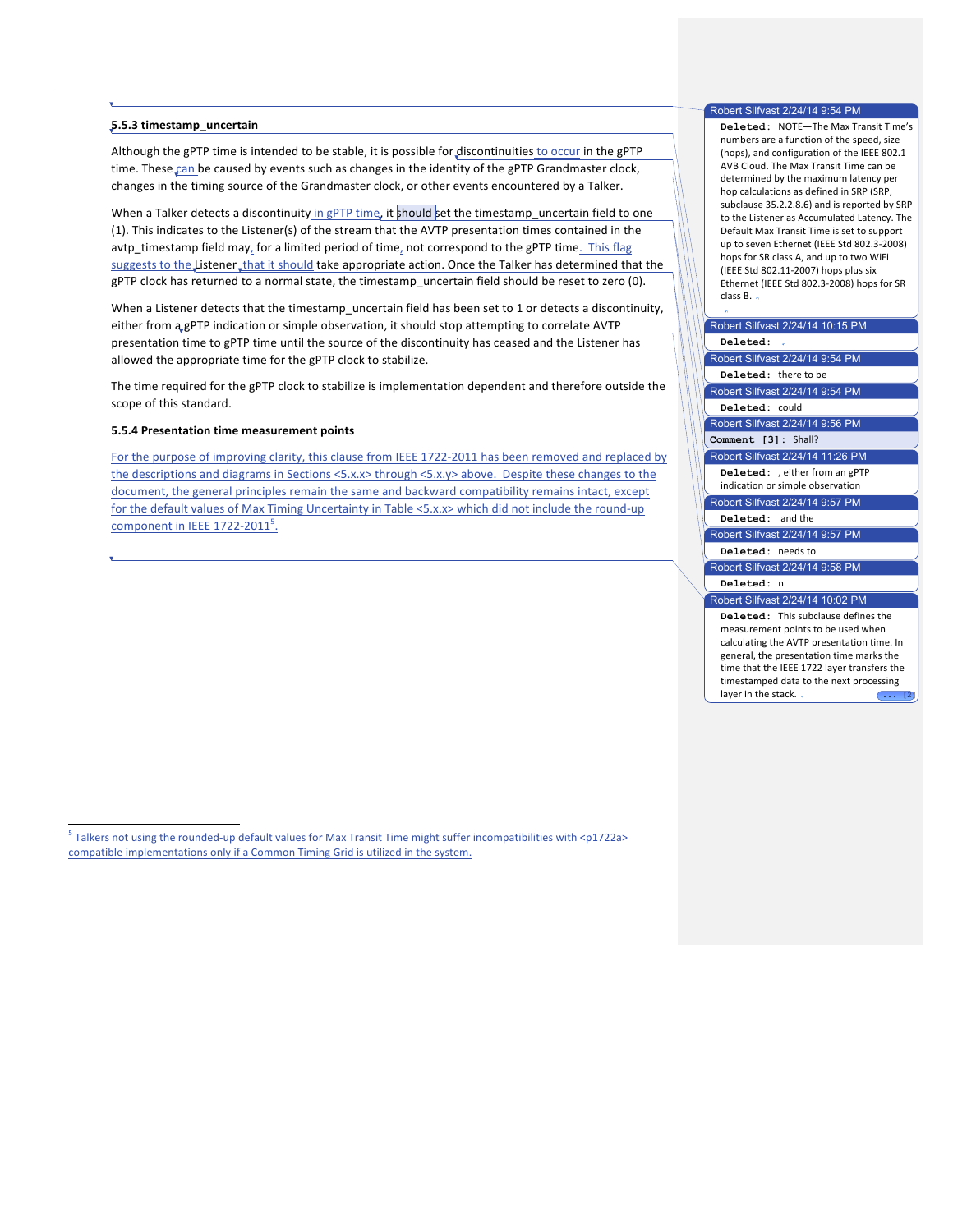### 5.5.3 timestamp_uncertain

Although the gPTP time is intended to be stable, it is possible for discontinuities to occur in the gPTP time. These can be caused by events such as changes in the identity of the gPTP Grandmaster clock, changes in the timing source of the Grandmaster clock, or other events encountered by a Talker.

When a Talker detects a discontinuity in gPTP time, it should set the timestamp_uncertain field to one (1). This indicates to the Listener(s) of the stream that the AVTP presentation times contained in the avtp_timestamp field may, for a limited period of time, not correspond to the gPTP time. This flag suggests to the Listener that it should take appropriate action. Once the Talker has determined that the gPTP clock has returned to a normal state, the timestamp_uncertain field should be reset to zero (0).

When a Listener detects that the timestamp_uncertain field has been set to 1 or detects a discontinuity, either from a gPTP indication or simple observation, it should stop attempting to correlate AVTP presentation time to gPTP time until the source of the discontinuity has ceased and the Listener has allowed the appropriate time for the gPTP clock to stabilize.

The time required for the gPTP clock to stabilize is implementation dependent and therefore outside the scope of this standard.

### 5.5.4 Presentation time measurement points

For the purpose of improving clarity, this clause from IEEE 1722-2011 has been removed and replaced by the descriptions and diagrams in Sections <5.x.x> through <5.x.y> above. Despite these changes to the document, the general principles remain the same and backward compatibility remains intact, except for the default values of Max Timing Uncertainty in Table <5.x.x> which did not include the round-up component in IEEE 1722-2011[5].

[5] Talkers not using the rounded-up default values for Max Transit Time might suffer incompatibilities with <p1722a> compatible implementations only if a Common Timing Grid is utilized in the system.

Robert Silfvast 2/24/14 9:54 PM
**Deleted:** NOTE—The Max Transit Time's numbers are a function of the speed, size (hops), and configuration of the IEEE 802.1 AVB Cloud. The Max Transit Time can be determined by the maximum latency per hop calculations as defined in SRP (SRP, subclause 35.2.2.8.6) and is reported by SRP to the Listener as Accumulated Latency. The Default Max Transit Time is set to support up to seven Ethernet (IEEE Std 802.3-2008) hops for SR class A, and up to two WiFi (IEEE Std 802.11-2007) hops plus six Ethernet (IEEE Std 802.3-2008) hops for SR class B.

Robert Silfvast 2/24/14 10:15 PM
**Deleted:**

Robert Silfvast 2/24/14 9:54 PM
**Deleted:** there to be

Robert Silfvast 2/24/14 9:54 PM
**Deleted:** could

Robert Silfvast 2/24/14 9:56 PM
**Comment [3]:** Shall?

Robert Silfvast 2/24/14 11:26 PM
**Deleted:** , either from an gPTP indication or simple observation

Robert Silfvast 2/24/14 9:57 PM
**Deleted:** and the

Robert Silfvast 2/24/14 9:57 PM
**Deleted:** needs to

Robert Silfvast 2/24/14 9:58 PM
**Deleted:** n

Robert Silfvast 2/24/14 10:02 PM
**Deleted:** This subclause defines the measurement points to be used when calculating the AVTP presentation time. In general, the presentation time marks the time that the IEEE 1722 layer transfers the timestamped data to the next processing layer in the stack.